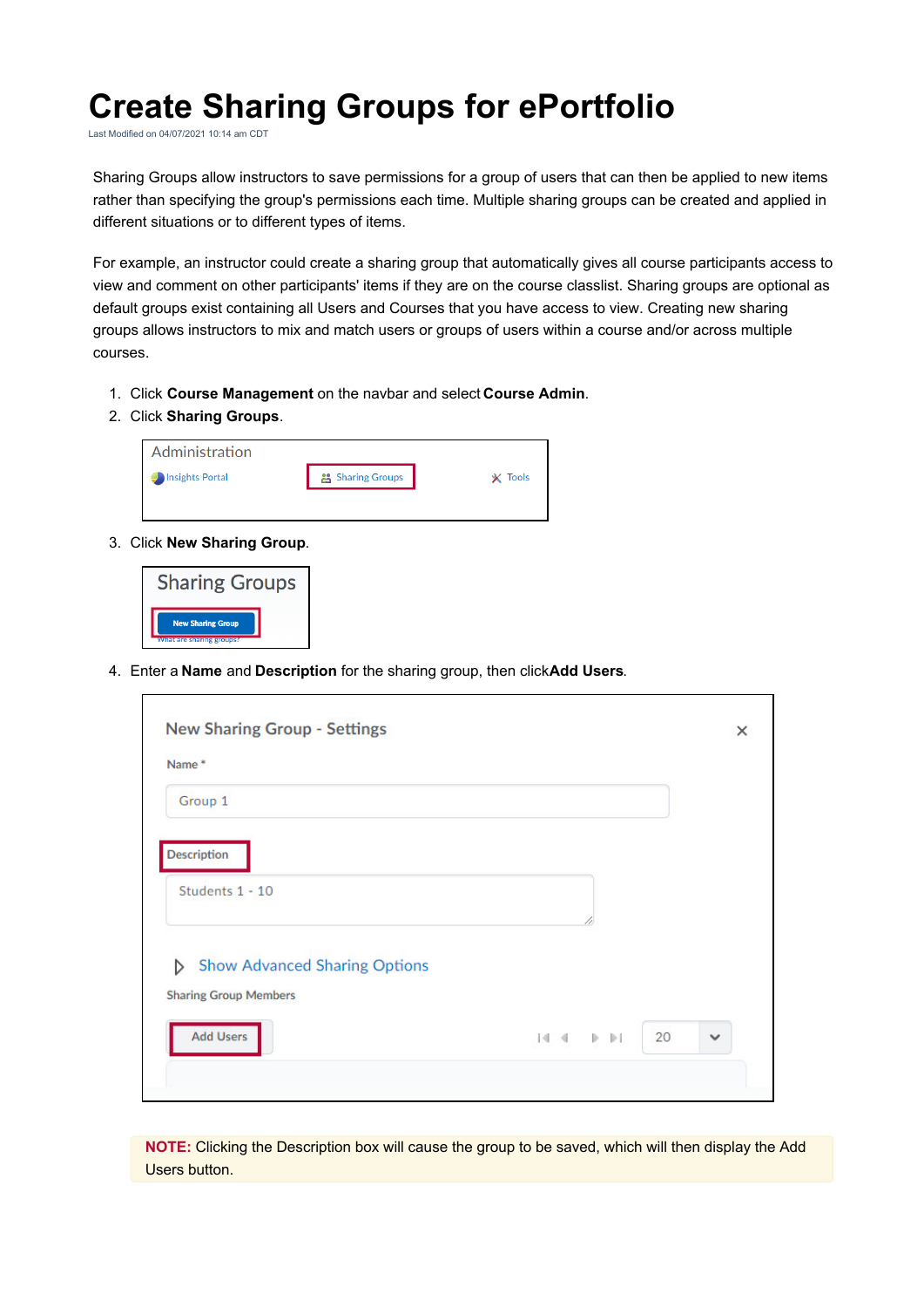# Create Sharing Groups for ePortfolio

Last Modified on 04/07/2021 10:14 am CDT

Sharing Groups allow instructors to save permissions for a group of users that can then be applied to new items rather than specifying the group's permissions each time. Multiple sharing groups can be created and applied in different situations or to different types of items.

For example, an instructor could create a sharing group that automatically gives all course participants access to view and comment on other participants' items if they are on the course classlist. Sharing groups are optional as default groups exist containing all Users and Courses that you have access to view. Creating new sharing groups allows instructors to mix and match users or groups of users within a course and/or across multiple courses.

1. Click **Course Management** on the navbar and select **Course Admin**.
2. Click **Sharing Groups**.
3. Click **New Sharing Group**.
4. Enter a **Name** and **Description** for the sharing group, then click **Add Users**.

**NOTE:** Clicking the Description box will cause the group to be saved, which will then display the Add Users button.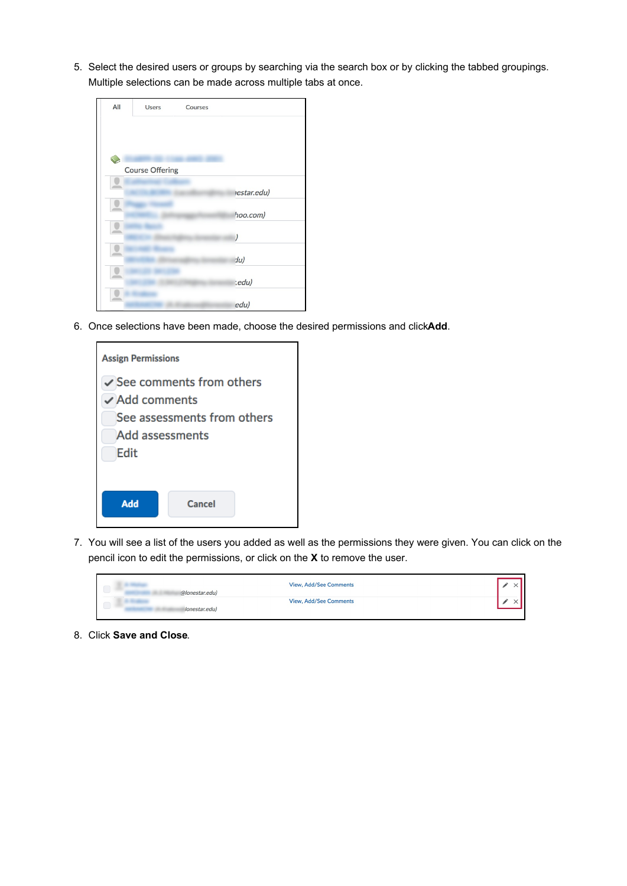5. Select the desired users or groups by searching via the search box or by clicking the tabbed groupings. Multiple selections can be made across multiple tabs at once.

6. Once selections have been made, choose the desired permissions and click**Add**.

7. You will see a list of the users you added as well as the permissions they were given. You can click on the pencil icon to edit the permissions, or click on the **X** to remove the user.

8. Click **Save and Close**.